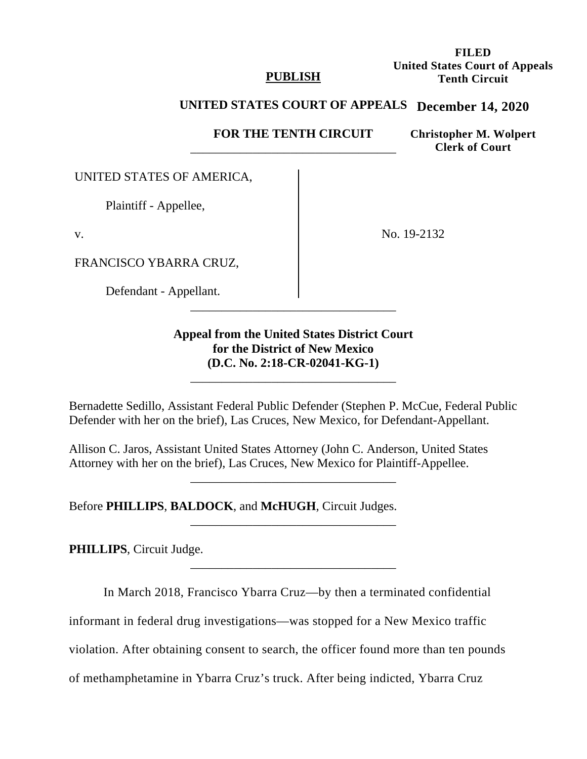**PUBLISH**

**FILED**
**United States Court of Appeals**
**Tenth Circuit**

**December 14, 2020**

**Christopher M. Wolpert**
**Clerk of Court**

**UNITED STATES COURT OF APPEALS**

**FOR THE TENTH CIRCUIT**

---

UNITED STATES OF AMERICA,

Plaintiff - Appellee,

v.

FRANCISCO YBARRA CRUZ,

Defendant - Appellant.

No. 19-2132

---

**Appeal from the United States District Court for the District of New Mexico (D.C. No. 2:18-CR-02041-KG-1)**

---

Bernadette Sedillo, Assistant Federal Public Defender (Stephen P. McCue, Federal Public Defender with her on the brief), Las Cruces, New Mexico, for Defendant-Appellant.

Allison C. Jaros, Assistant United States Attorney (John C. Anderson, United States Attorney with her on the brief), Las Cruces, New Mexico for Plaintiff-Appellee.

---

Before **PHILLIPS**, **BALDOCK**, and **McHUGH**, Circuit Judges.

---

**PHILLIPS**, Circuit Judge.

---

In March 2018, Francisco Ybarra Cruz—by then a terminated confidential informant in federal drug investigations—was stopped for a New Mexico traffic violation. After obtaining consent to search, the officer found more than ten pounds of methamphetamine in Ybarra Cruz's truck. After being indicted, Ybarra Cruz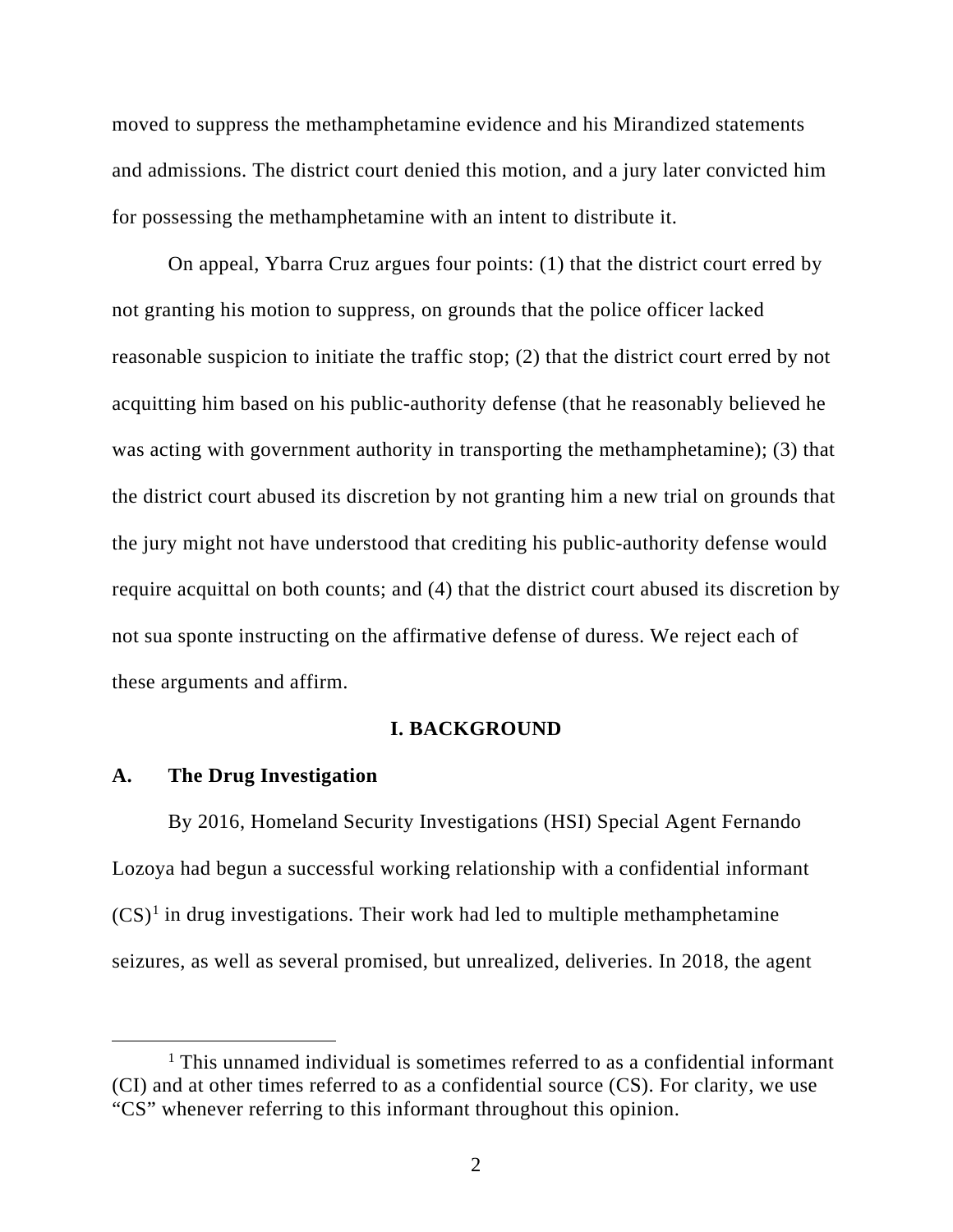moved to suppress the methamphetamine evidence and his Mirandized statements and admissions. The district court denied this motion, and a jury later convicted him for possessing the methamphetamine with an intent to distribute it.

On appeal, Ybarra Cruz argues four points: (1) that the district court erred by not granting his motion to suppress, on grounds that the police officer lacked reasonable suspicion to initiate the traffic stop; (2) that the district court erred by not acquitting him based on his public-authority defense (that he reasonably believed he was acting with government authority in transporting the methamphetamine); (3) that the district court abused its discretion by not granting him a new trial on grounds that the jury might not have understood that crediting his public-authority defense would require acquittal on both counts; and (4) that the district court abused its discretion by not sua sponte instructing on the affirmative defense of duress. We reject each of these arguments and affirm.

## I. BACKGROUND

### A. The Drug Investigation

By 2016, Homeland Security Investigations (HSI) Special Agent Fernando Lozoya had begun a successful working relationship with a confidential informant (CS)[1] in drug investigations. Their work had led to multiple methamphetamine seizures, as well as several promised, but unrealized, deliveries. In 2018, the agent

[1] This unnamed individual is sometimes referred to as a confidential informant (CI) and at other times referred to as a confidential source (CS). For clarity, we use "CS" whenever referring to this informant throughout this opinion.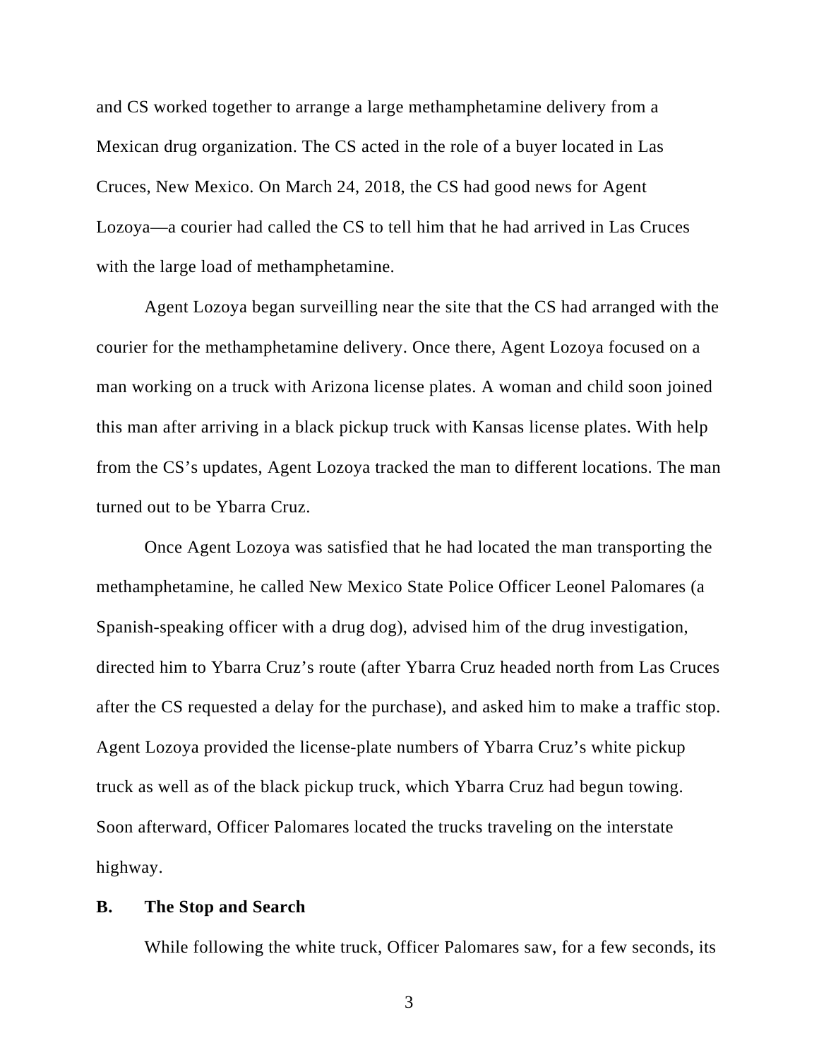and CS worked together to arrange a large methamphetamine delivery from a Mexican drug organization. The CS acted in the role of a buyer located in Las Cruces, New Mexico. On March 24, 2018, the CS had good news for Agent Lozoya—a courier had called the CS to tell him that he had arrived in Las Cruces with the large load of methamphetamine.

Agent Lozoya began surveilling near the site that the CS had arranged with the courier for the methamphetamine delivery. Once there, Agent Lozoya focused on a man working on a truck with Arizona license plates. A woman and child soon joined this man after arriving in a black pickup truck with Kansas license plates. With help from the CS's updates, Agent Lozoya tracked the man to different locations. The man turned out to be Ybarra Cruz.

Once Agent Lozoya was satisfied that he had located the man transporting the methamphetamine, he called New Mexico State Police Officer Leonel Palomares (a Spanish-speaking officer with a drug dog), advised him of the drug investigation, directed him to Ybarra Cruz's route (after Ybarra Cruz headed north from Las Cruces after the CS requested a delay for the purchase), and asked him to make a traffic stop. Agent Lozoya provided the license-plate numbers of Ybarra Cruz's white pickup truck as well as of the black pickup truck, which Ybarra Cruz had begun towing. Soon afterward, Officer Palomares located the trucks traveling on the interstate highway.

**B. The Stop and Search**

While following the white truck, Officer Palomares saw, for a few seconds, its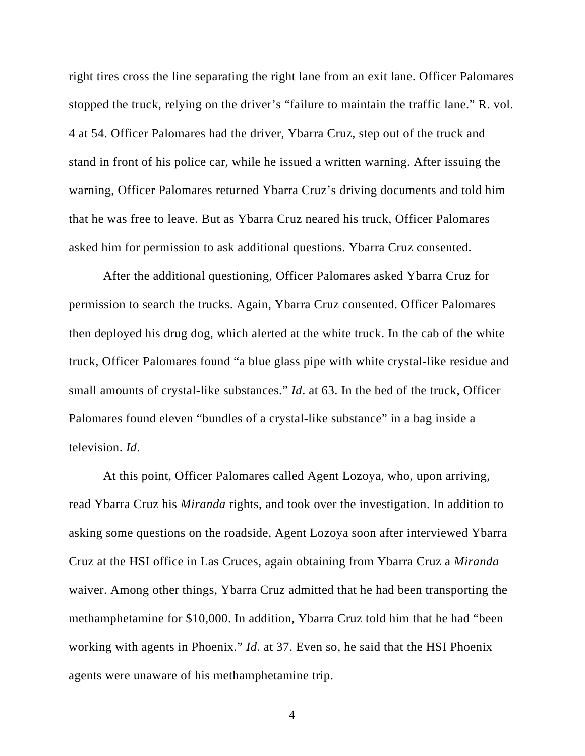right tires cross the line separating the right lane from an exit lane. Officer Palomares stopped the truck, relying on the driver's "failure to maintain the traffic lane." R. vol. 4 at 54. Officer Palomares had the driver, Ybarra Cruz, step out of the truck and stand in front of his police car, while he issued a written warning. After issuing the warning, Officer Palomares returned Ybarra Cruz's driving documents and told him that he was free to leave. But as Ybarra Cruz neared his truck, Officer Palomares asked him for permission to ask additional questions. Ybarra Cruz consented.

After the additional questioning, Officer Palomares asked Ybarra Cruz for permission to search the trucks. Again, Ybarra Cruz consented. Officer Palomares then deployed his drug dog, which alerted at the white truck. In the cab of the white truck, Officer Palomares found "a blue glass pipe with white crystal-like residue and small amounts of crystal-like substances." *Id*. at 63. In the bed of the truck, Officer Palomares found eleven "bundles of a crystal-like substance" in a bag inside a television. *Id*.

At this point, Officer Palomares called Agent Lozoya, who, upon arriving, read Ybarra Cruz his *Miranda* rights, and took over the investigation. In addition to asking some questions on the roadside, Agent Lozoya soon after interviewed Ybarra Cruz at the HSI office in Las Cruces, again obtaining from Ybarra Cruz a *Miranda* waiver. Among other things, Ybarra Cruz admitted that he had been transporting the methamphetamine for $10,000. In addition, Ybarra Cruz told him that he had "been working with agents in Phoenix." *Id*. at 37. Even so, he said that the HSI Phoenix agents were unaware of his methamphetamine trip.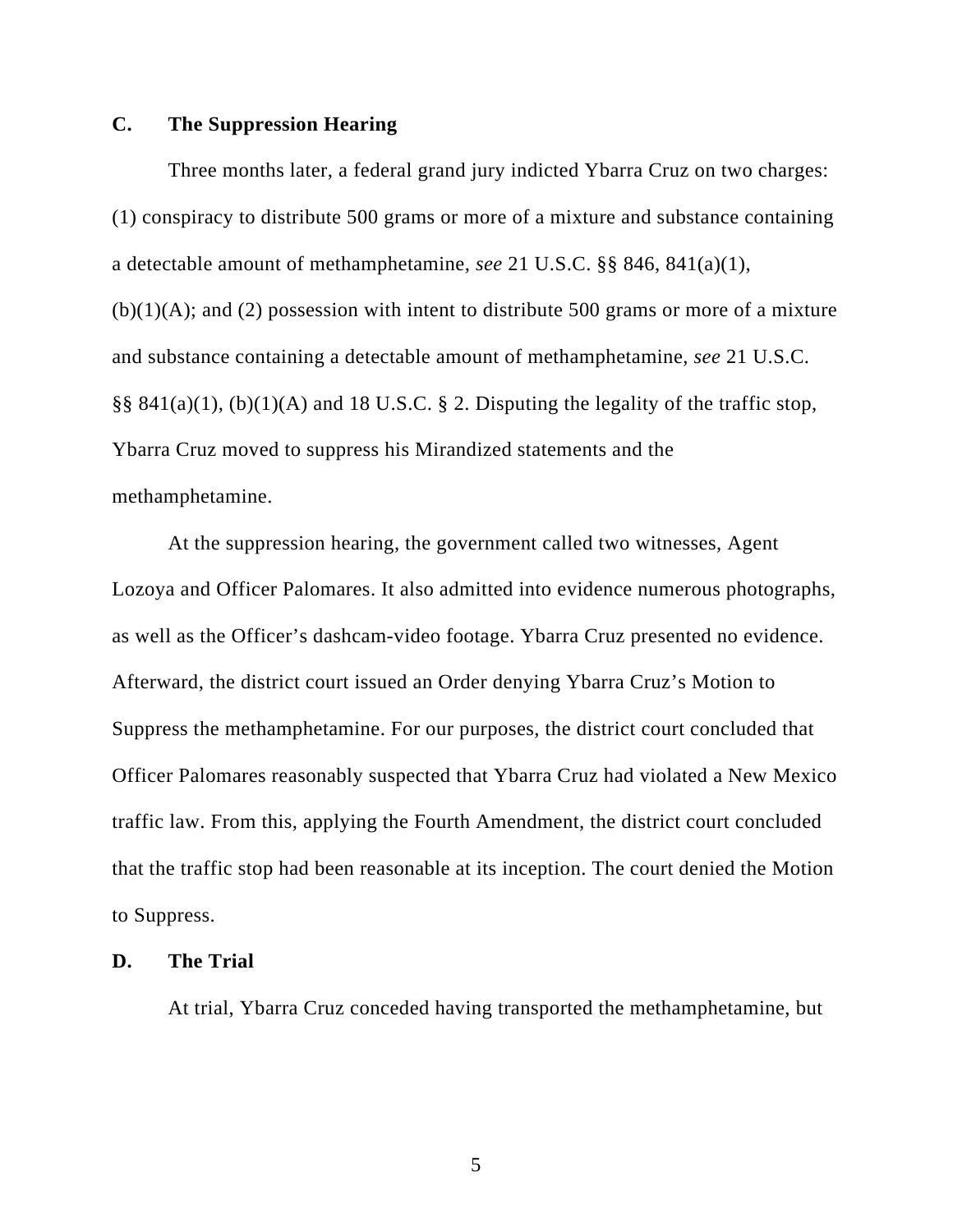### C. The Suppression Hearing

Three months later, a federal grand jury indicted Ybarra Cruz on two charges: (1) conspiracy to distribute 500 grams or more of a mixture and substance containing a detectable amount of methamphetamine, *see* 21 U.S.C. §§ 846, 841(a)(1), (b)(1)(A); and (2) possession with intent to distribute 500 grams or more of a mixture and substance containing a detectable amount of methamphetamine, *see* 21 U.S.C. §§ 841(a)(1), (b)(1)(A) and 18 U.S.C. § 2. Disputing the legality of the traffic stop, Ybarra Cruz moved to suppress his Mirandized statements and the methamphetamine.

At the suppression hearing, the government called two witnesses, Agent Lozoya and Officer Palomares. It also admitted into evidence numerous photographs, as well as the Officer's dashcam-video footage. Ybarra Cruz presented no evidence. Afterward, the district court issued an Order denying Ybarra Cruz's Motion to Suppress the methamphetamine. For our purposes, the district court concluded that Officer Palomares reasonably suspected that Ybarra Cruz had violated a New Mexico traffic law. From this, applying the Fourth Amendment, the district court concluded that the traffic stop had been reasonable at its inception. The court denied the Motion to Suppress.

### D. The Trial

At trial, Ybarra Cruz conceded having transported the methamphetamine, but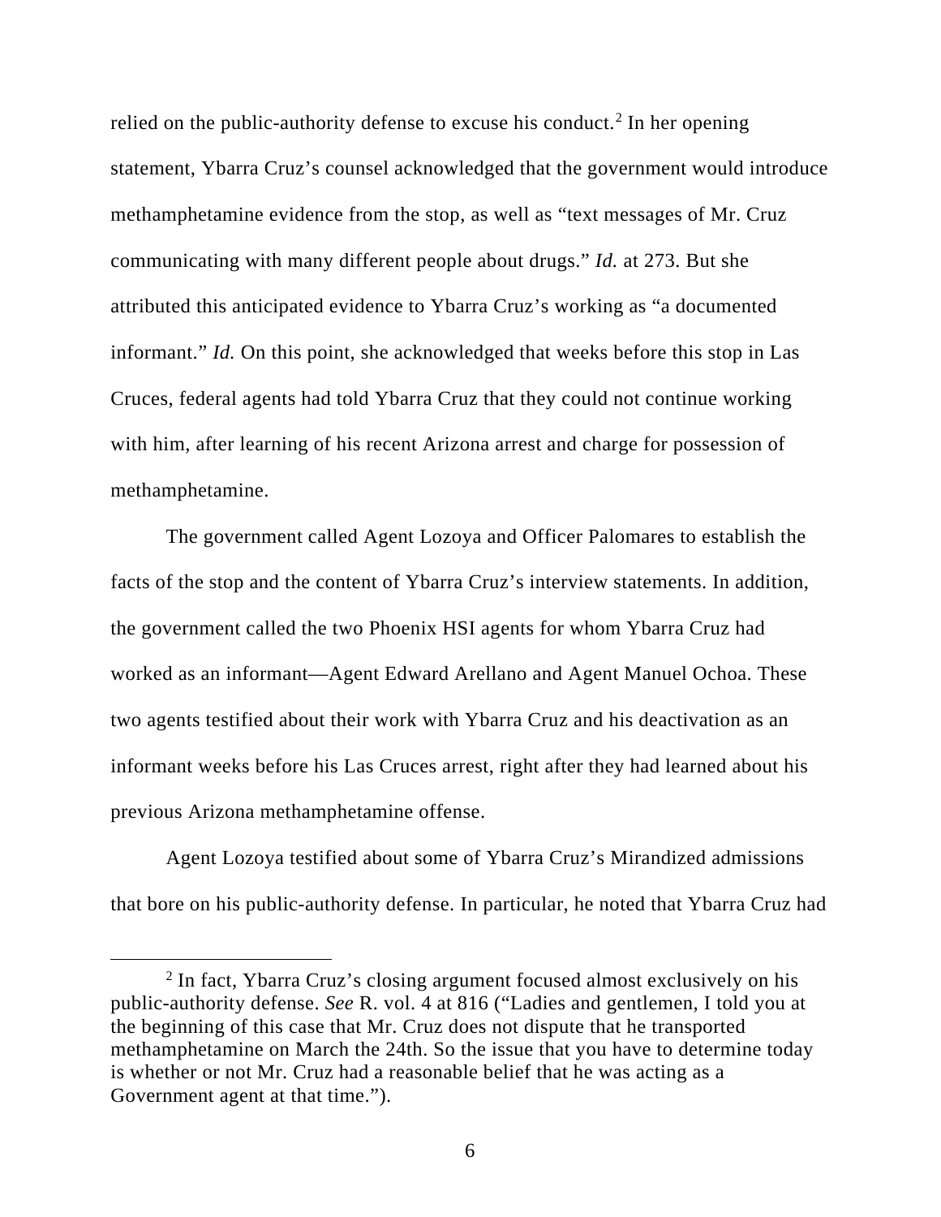relied on the public-authority defense to excuse his conduct.[2] In her opening statement, Ybarra Cruz's counsel acknowledged that the government would introduce methamphetamine evidence from the stop, as well as "text messages of Mr. Cruz communicating with many different people about drugs." *Id.* at 273. But she attributed this anticipated evidence to Ybarra Cruz's working as "a documented informant." *Id.* On this point, she acknowledged that weeks before this stop in Las Cruces, federal agents had told Ybarra Cruz that they could not continue working with him, after learning of his recent Arizona arrest and charge for possession of methamphetamine.

The government called Agent Lozoya and Officer Palomares to establish the facts of the stop and the content of Ybarra Cruz's interview statements. In addition, the government called the two Phoenix HSI agents for whom Ybarra Cruz had worked as an informant—Agent Edward Arellano and Agent Manuel Ochoa. These two agents testified about their work with Ybarra Cruz and his deactivation as an informant weeks before his Las Cruces arrest, right after they had learned about his previous Arizona methamphetamine offense.

Agent Lozoya testified about some of Ybarra Cruz's Mirandized admissions that bore on his public-authority defense. In particular, he noted that Ybarra Cruz had

[2] In fact, Ybarra Cruz's closing argument focused almost exclusively on his public-authority defense. *See* R. vol. 4 at 816 ("Ladies and gentlemen, I told you at the beginning of this case that Mr. Cruz does not dispute that he transported methamphetamine on March the 24th. So the issue that you have to determine today is whether or not Mr. Cruz had a reasonable belief that he was acting as a Government agent at that time.").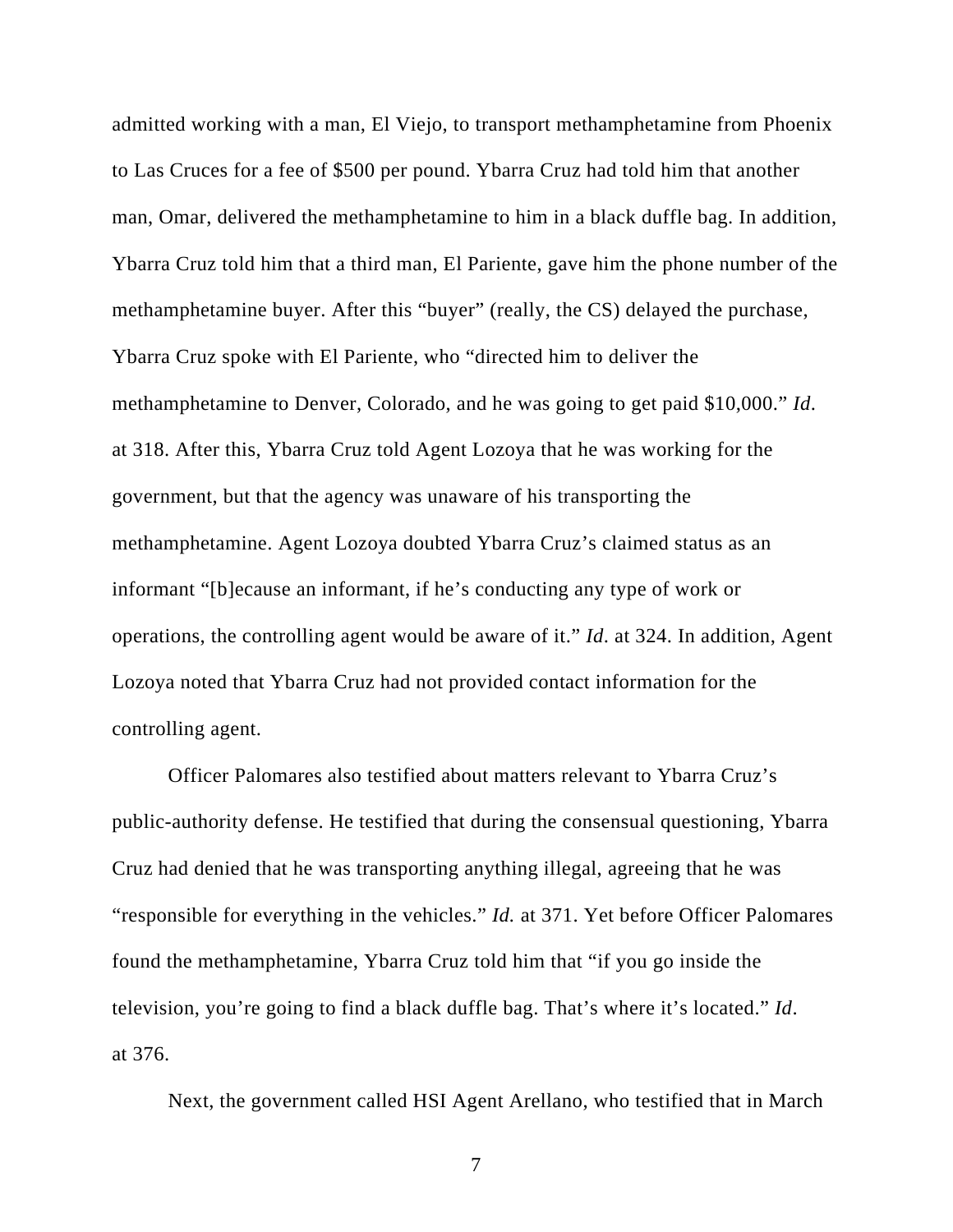admitted working with a man, El Viejo, to transport methamphetamine from Phoenix to Las Cruces for a fee of $500 per pound. Ybarra Cruz had told him that another man, Omar, delivered the methamphetamine to him in a black duffle bag. In addition, Ybarra Cruz told him that a third man, El Pariente, gave him the phone number of the methamphetamine buyer. After this "buyer" (really, the CS) delayed the purchase, Ybarra Cruz spoke with El Pariente, who "directed him to deliver the methamphetamine to Denver, Colorado, and he was going to get paid $10,000." *Id*. at 318. After this, Ybarra Cruz told Agent Lozoya that he was working for the government, but that the agency was unaware of his transporting the methamphetamine. Agent Lozoya doubted Ybarra Cruz's claimed status as an informant "[b]ecause an informant, if he's conducting any type of work or operations, the controlling agent would be aware of it." *Id*. at 324. In addition, Agent Lozoya noted that Ybarra Cruz had not provided contact information for the controlling agent.

Officer Palomares also testified about matters relevant to Ybarra Cruz's public-authority defense. He testified that during the consensual questioning, Ybarra Cruz had denied that he was transporting anything illegal, agreeing that he was "responsible for everything in the vehicles." *Id.* at 371. Yet before Officer Palomares found the methamphetamine, Ybarra Cruz told him that "if you go inside the television, you're going to find a black duffle bag. That's where it's located." *Id*. at 376.

Next, the government called HSI Agent Arellano, who testified that in March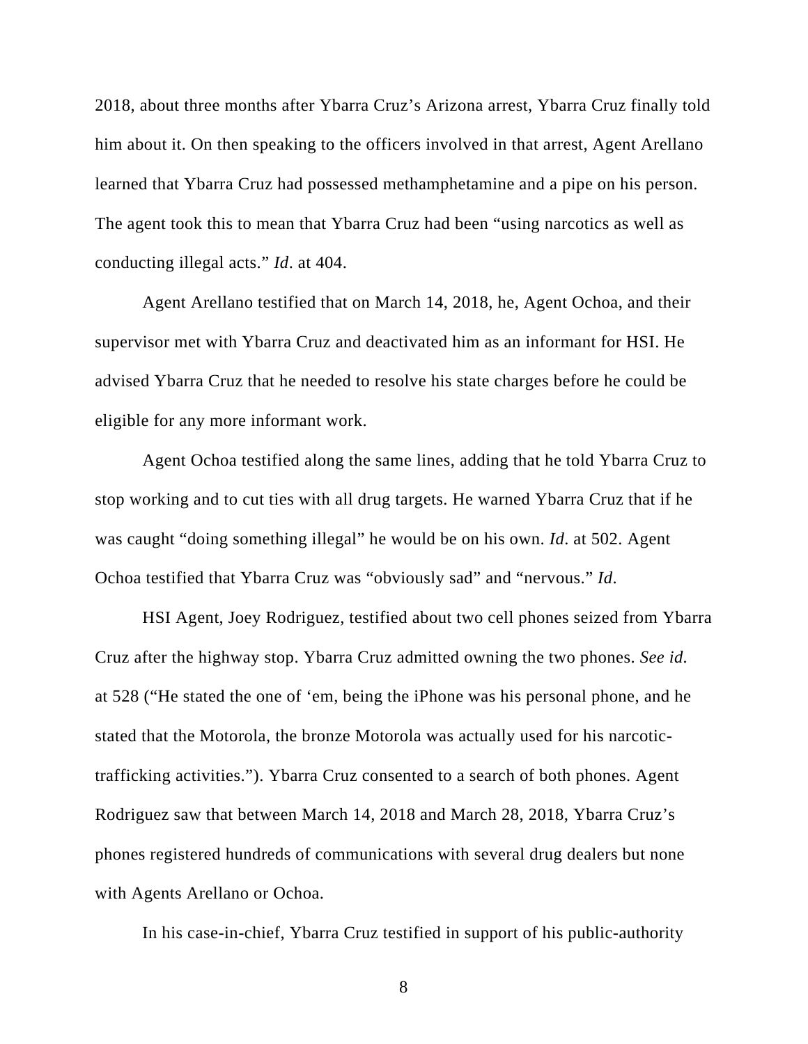2018, about three months after Ybarra Cruz's Arizona arrest, Ybarra Cruz finally told him about it. On then speaking to the officers involved in that arrest, Agent Arellano learned that Ybarra Cruz had possessed methamphetamine and a pipe on his person. The agent took this to mean that Ybarra Cruz had been "using narcotics as well as conducting illegal acts." *Id*. at 404.

Agent Arellano testified that on March 14, 2018, he, Agent Ochoa, and their supervisor met with Ybarra Cruz and deactivated him as an informant for HSI. He advised Ybarra Cruz that he needed to resolve his state charges before he could be eligible for any more informant work.

Agent Ochoa testified along the same lines, adding that he told Ybarra Cruz to stop working and to cut ties with all drug targets. He warned Ybarra Cruz that if he was caught "doing something illegal" he would be on his own. *Id*. at 502. Agent Ochoa testified that Ybarra Cruz was "obviously sad" and "nervous." *Id*.

HSI Agent, Joey Rodriguez, testified about two cell phones seized from Ybarra Cruz after the highway stop. Ybarra Cruz admitted owning the two phones. *See id.* at 528 ("He stated the one of 'em, being the iPhone was his personal phone, and he stated that the Motorola, the bronze Motorola was actually used for his narcotic-trafficking activities."). Ybarra Cruz consented to a search of both phones. Agent Rodriguez saw that between March 14, 2018 and March 28, 2018, Ybarra Cruz's phones registered hundreds of communications with several drug dealers but none with Agents Arellano or Ochoa.

In his case-in-chief, Ybarra Cruz testified in support of his public-authority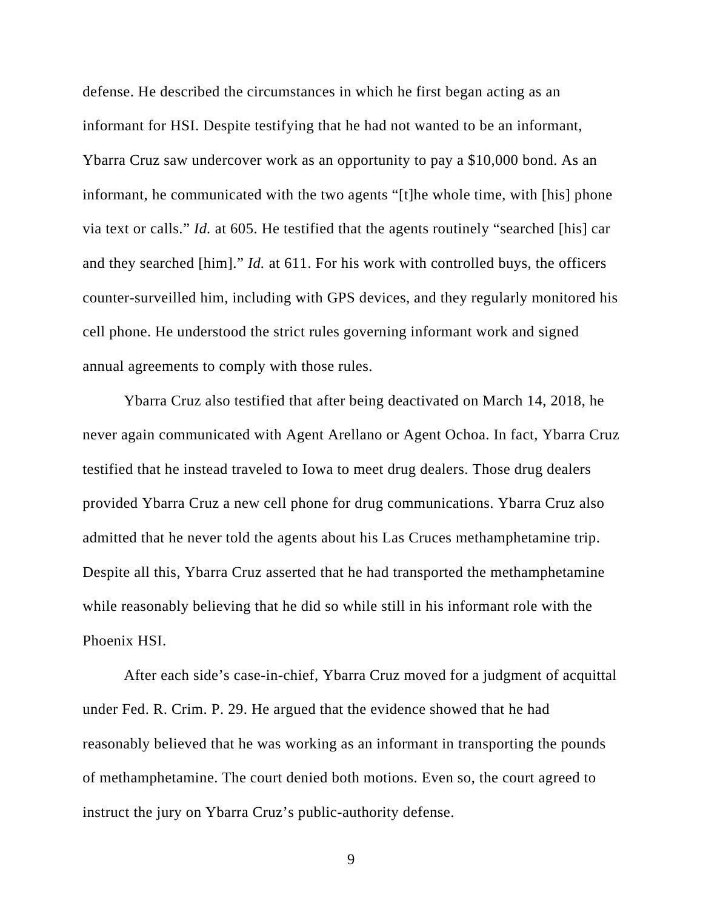defense. He described the circumstances in which he first began acting as an informant for HSI. Despite testifying that he had not wanted to be an informant, Ybarra Cruz saw undercover work as an opportunity to pay a $10,000 bond. As an informant, he communicated with the two agents "[t]he whole time, with [his] phone via text or calls." *Id.* at 605. He testified that the agents routinely "searched [his] car and they searched [him]." *Id.* at 611. For his work with controlled buys, the officers counter-surveilled him, including with GPS devices, and they regularly monitored his cell phone. He understood the strict rules governing informant work and signed annual agreements to comply with those rules.

Ybarra Cruz also testified that after being deactivated on March 14, 2018, he never again communicated with Agent Arellano or Agent Ochoa. In fact, Ybarra Cruz testified that he instead traveled to Iowa to meet drug dealers. Those drug dealers provided Ybarra Cruz a new cell phone for drug communications. Ybarra Cruz also admitted that he never told the agents about his Las Cruces methamphetamine trip. Despite all this, Ybarra Cruz asserted that he had transported the methamphetamine while reasonably believing that he did so while still in his informant role with the Phoenix HSI.

After each side's case-in-chief, Ybarra Cruz moved for a judgment of acquittal under Fed. R. Crim. P. 29. He argued that the evidence showed that he had reasonably believed that he was working as an informant in transporting the pounds of methamphetamine. The court denied both motions. Even so, the court agreed to instruct the jury on Ybarra Cruz's public-authority defense.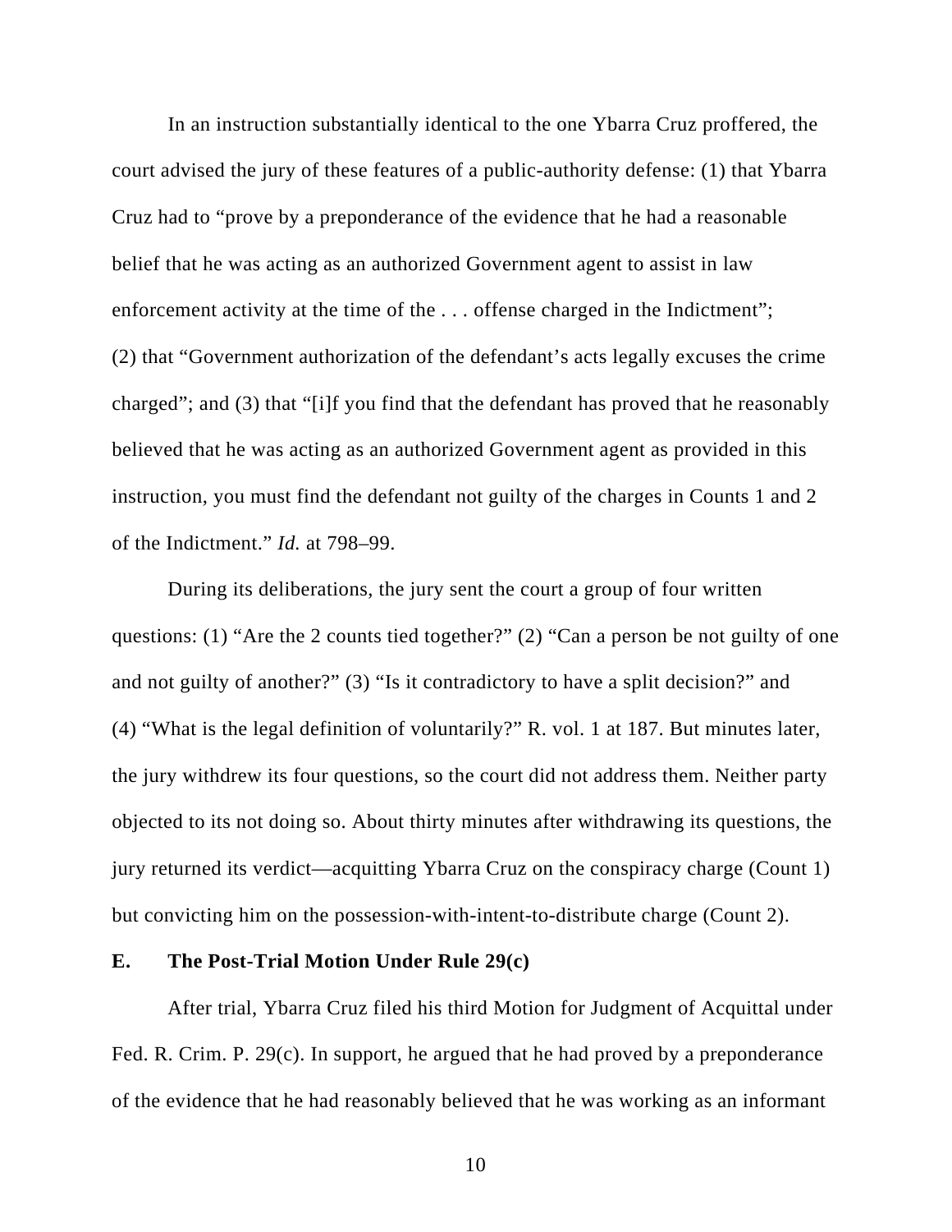In an instruction substantially identical to the one Ybarra Cruz proffered, the court advised the jury of these features of a public-authority defense: (1) that Ybarra Cruz had to "prove by a preponderance of the evidence that he had a reasonable belief that he was acting as an authorized Government agent to assist in law enforcement activity at the time of the . . . offense charged in the Indictment"; (2) that "Government authorization of the defendant's acts legally excuses the crime charged"; and (3) that "[i]f you find that the defendant has proved that he reasonably believed that he was acting as an authorized Government agent as provided in this instruction, you must find the defendant not guilty of the charges in Counts 1 and 2 of the Indictment." *Id.* at 798–99.

During its deliberations, the jury sent the court a group of four written questions: (1) "Are the 2 counts tied together?" (2) "Can a person be not guilty of one and not guilty of another?" (3) "Is it contradictory to have a split decision?" and (4) "What is the legal definition of voluntarily?" R. vol. 1 at 187. But minutes later, the jury withdrew its four questions, so the court did not address them. Neither party objected to its not doing so. About thirty minutes after withdrawing its questions, the jury returned its verdict—acquitting Ybarra Cruz on the conspiracy charge (Count 1) but convicting him on the possession-with-intent-to-distribute charge (Count 2).

### E. The Post-Trial Motion Under Rule 29(c)

After trial, Ybarra Cruz filed his third Motion for Judgment of Acquittal under Fed. R. Crim. P. 29(c). In support, he argued that he had proved by a preponderance of the evidence that he had reasonably believed that he was working as an informant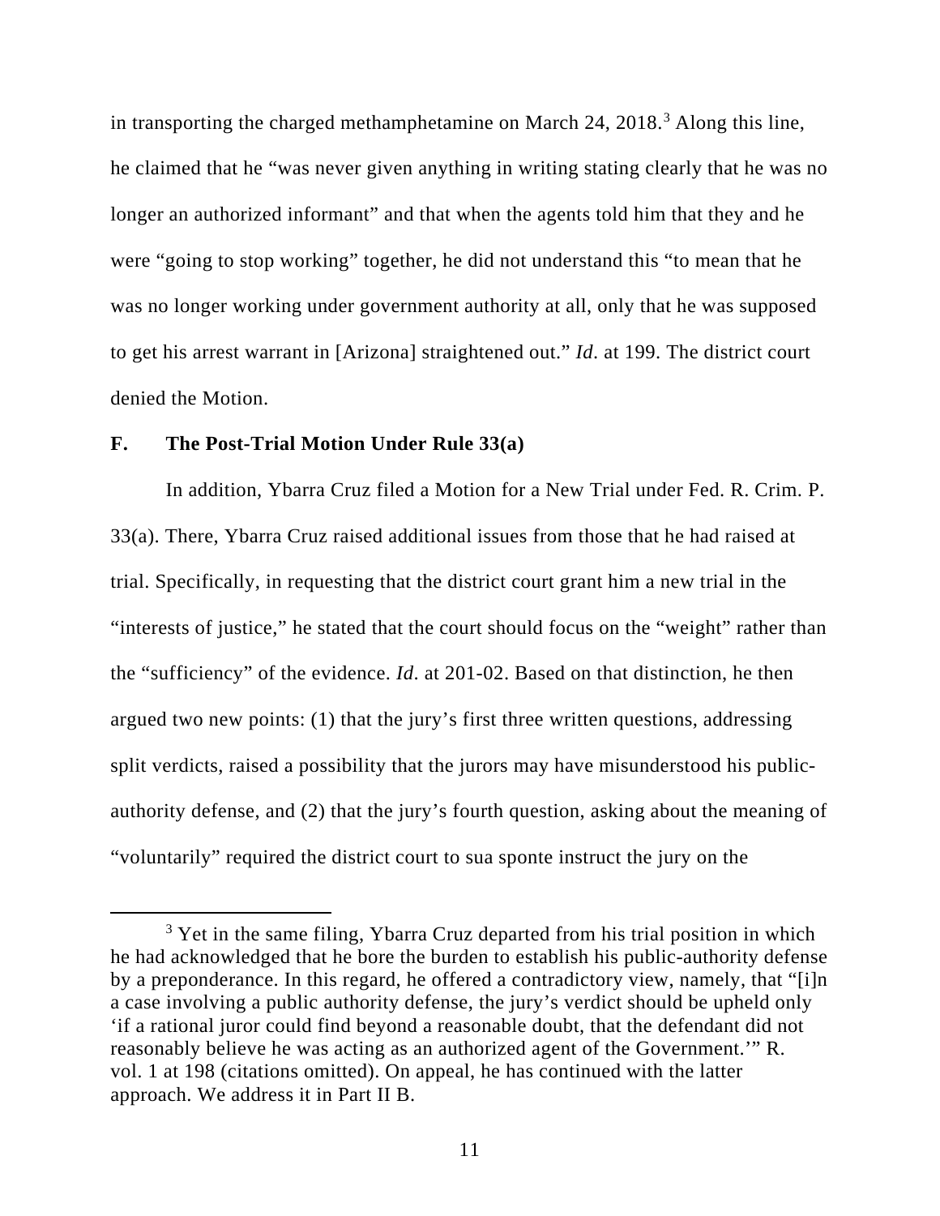in transporting the charged methamphetamine on March 24, 2018.[3] Along this line, he claimed that he "was never given anything in writing stating clearly that he was no longer an authorized informant" and that when the agents told him that they and he were "going to stop working" together, he did not understand this "to mean that he was no longer working under government authority at all, only that he was supposed to get his arrest warrant in [Arizona] straightened out." *Id*. at 199. The district court denied the Motion.

## F. The Post-Trial Motion Under Rule 33(a)

In addition, Ybarra Cruz filed a Motion for a New Trial under Fed. R. Crim. P. 33(a). There, Ybarra Cruz raised additional issues from those that he had raised at trial. Specifically, in requesting that the district court grant him a new trial in the "interests of justice," he stated that the court should focus on the "weight" rather than the "sufficiency" of the evidence. *Id*. at 201-02. Based on that distinction, he then argued two new points: (1) that the jury's first three written questions, addressing split verdicts, raised a possibility that the jurors may have misunderstood his public-authority defense, and (2) that the jury's fourth question, asking about the meaning of "voluntarily" required the district court to sua sponte instruct the jury on the

[3] Yet in the same filing, Ybarra Cruz departed from his trial position in which he had acknowledged that he bore the burden to establish his public-authority defense by a preponderance. In this regard, he offered a contradictory view, namely, that "[i]n a case involving a public authority defense, the jury's verdict should be upheld only 'if a rational juror could find beyond a reasonable doubt, that the defendant did not reasonably believe he was acting as an authorized agent of the Government.'" R. vol. 1 at 198 (citations omitted). On appeal, he has continued with the latter approach. We address it in Part II B.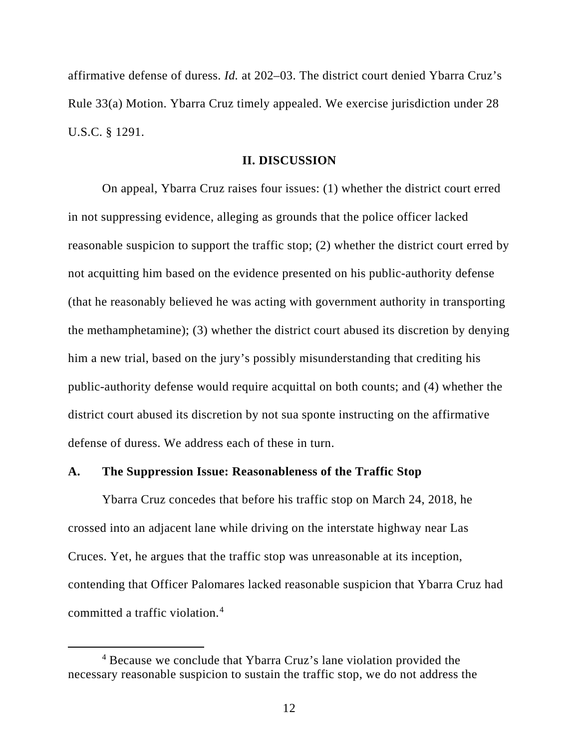affirmative defense of duress. *Id.* at 202–03. The district court denied Ybarra Cruz's Rule 33(a) Motion. Ybarra Cruz timely appealed. We exercise jurisdiction under 28 U.S.C. § 1291.

## II. DISCUSSION

On appeal, Ybarra Cruz raises four issues: (1) whether the district court erred in not suppressing evidence, alleging as grounds that the police officer lacked reasonable suspicion to support the traffic stop; (2) whether the district court erred by not acquitting him based on the evidence presented on his public-authority defense (that he reasonably believed he was acting with government authority in transporting the methamphetamine); (3) whether the district court abused its discretion by denying him a new trial, based on the jury's possibly misunderstanding that crediting his public-authority defense would require acquittal on both counts; and (4) whether the district court abused its discretion by not sua sponte instructing on the affirmative defense of duress. We address each of these in turn.

### A. The Suppression Issue: Reasonableness of the Traffic Stop

Ybarra Cruz concedes that before his traffic stop on March 24, 2018, he crossed into an adjacent lane while driving on the interstate highway near Las Cruces. Yet, he argues that the traffic stop was unreasonable at its inception, contending that Officer Palomares lacked reasonable suspicion that Ybarra Cruz had committed a traffic violation.[4]

[4] Because we conclude that Ybarra Cruz's lane violation provided the necessary reasonable suspicion to sustain the traffic stop, we do not address the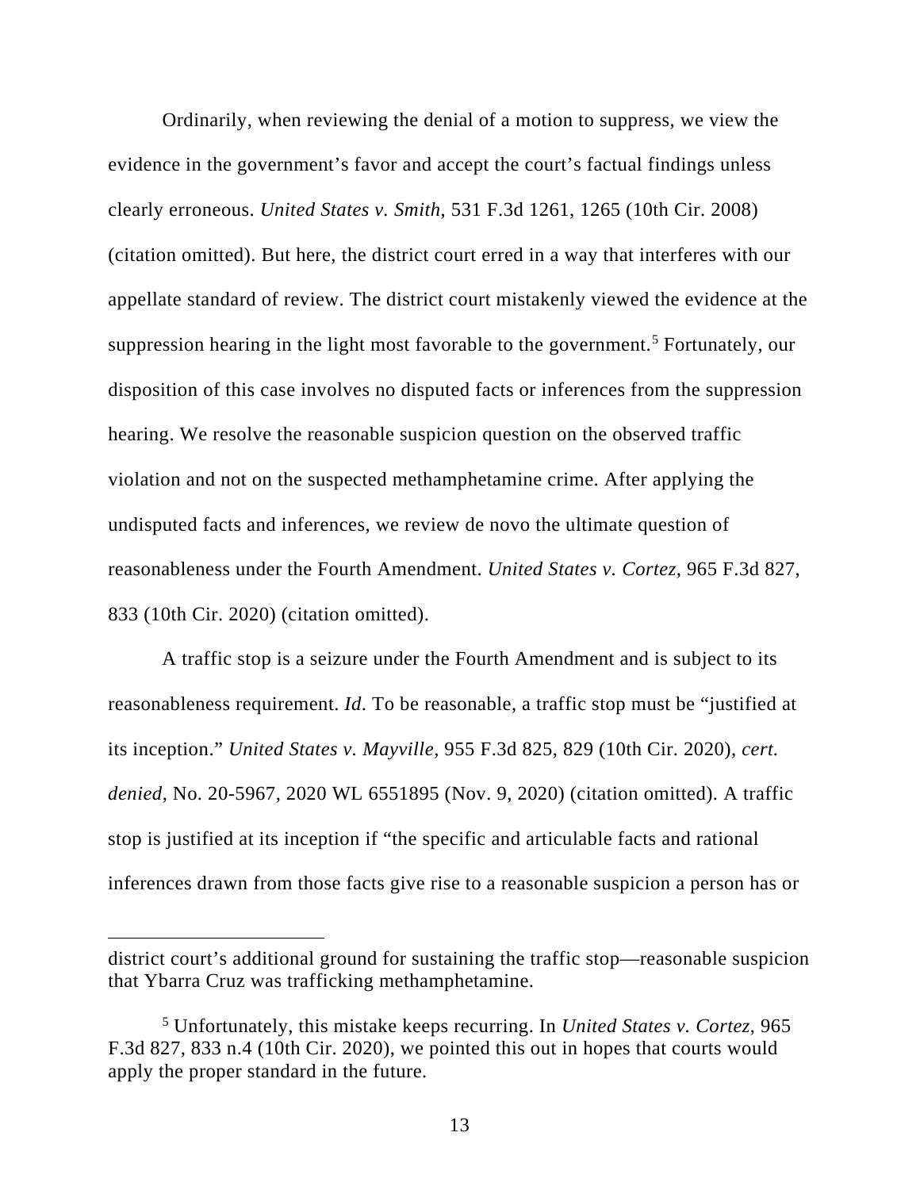Ordinarily, when reviewing the denial of a motion to suppress, we view the evidence in the government's favor and accept the court's factual findings unless clearly erroneous. *United States v. Smith*, 531 F.3d 1261, 1265 (10th Cir. 2008) (citation omitted). But here, the district court erred in a way that interferes with our appellate standard of review. The district court mistakenly viewed the evidence at the suppression hearing in the light most favorable to the government.[5] Fortunately, our disposition of this case involves no disputed facts or inferences from the suppression hearing. We resolve the reasonable suspicion question on the observed traffic violation and not on the suspected methamphetamine crime. After applying the undisputed facts and inferences, we review de novo the ultimate question of reasonableness under the Fourth Amendment. *United States v. Cortez*, 965 F.3d 827, 833 (10th Cir. 2020) (citation omitted).

A traffic stop is a seizure under the Fourth Amendment and is subject to its reasonableness requirement. *Id*. To be reasonable, a traffic stop must be "justified at its inception." *United States v. Mayville*, 955 F.3d 825, 829 (10th Cir. 2020), *cert. denied*, No. 20-5967, 2020 WL 6551895 (Nov. 9, 2020) (citation omitted). A traffic stop is justified at its inception if "the specific and articulable facts and rational inferences drawn from those facts give rise to a reasonable suspicion a person has or

---

district court's additional ground for sustaining the traffic stop—reasonable suspicion that Ybarra Cruz was trafficking methamphetamine.

[5] Unfortunately, this mistake keeps recurring. In *United States v. Cortez*, 965 F.3d 827, 833 n.4 (10th Cir. 2020), we pointed this out in hopes that courts would apply the proper standard in the future.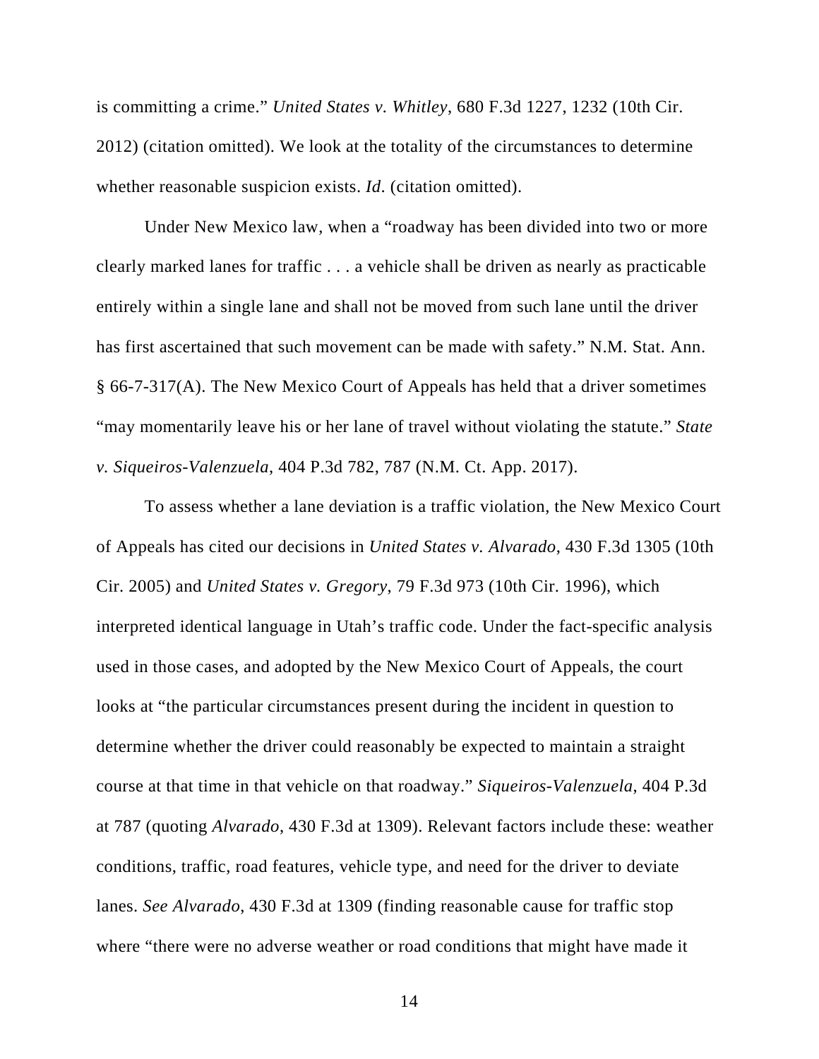is committing a crime." *United States v. Whitley*, 680 F.3d 1227, 1232 (10th Cir. 2012) (citation omitted). We look at the totality of the circumstances to determine whether reasonable suspicion exists. *Id*. (citation omitted).

Under New Mexico law, when a "roadway has been divided into two or more clearly marked lanes for traffic . . . a vehicle shall be driven as nearly as practicable entirely within a single lane and shall not be moved from such lane until the driver has first ascertained that such movement can be made with safety." N.M. Stat. Ann. § 66-7-317(A). The New Mexico Court of Appeals has held that a driver sometimes "may momentarily leave his or her lane of travel without violating the statute." *State v. Siqueiros-Valenzuela*, 404 P.3d 782, 787 (N.M. Ct. App. 2017).

To assess whether a lane deviation is a traffic violation, the New Mexico Court of Appeals has cited our decisions in *United States v. Alvarado*, 430 F.3d 1305 (10th Cir. 2005) and *United States v. Gregory*, 79 F.3d 973 (10th Cir. 1996), which interpreted identical language in Utah's traffic code. Under the fact-specific analysis used in those cases, and adopted by the New Mexico Court of Appeals, the court looks at "the particular circumstances present during the incident in question to determine whether the driver could reasonably be expected to maintain a straight course at that time in that vehicle on that roadway." *Siqueiros-Valenzuela*, 404 P.3d at 787 (quoting *Alvarado*, 430 F.3d at 1309). Relevant factors include these: weather conditions, traffic, road features, vehicle type, and need for the driver to deviate lanes. *See Alvarado*, 430 F.3d at 1309 (finding reasonable cause for traffic stop where "there were no adverse weather or road conditions that might have made it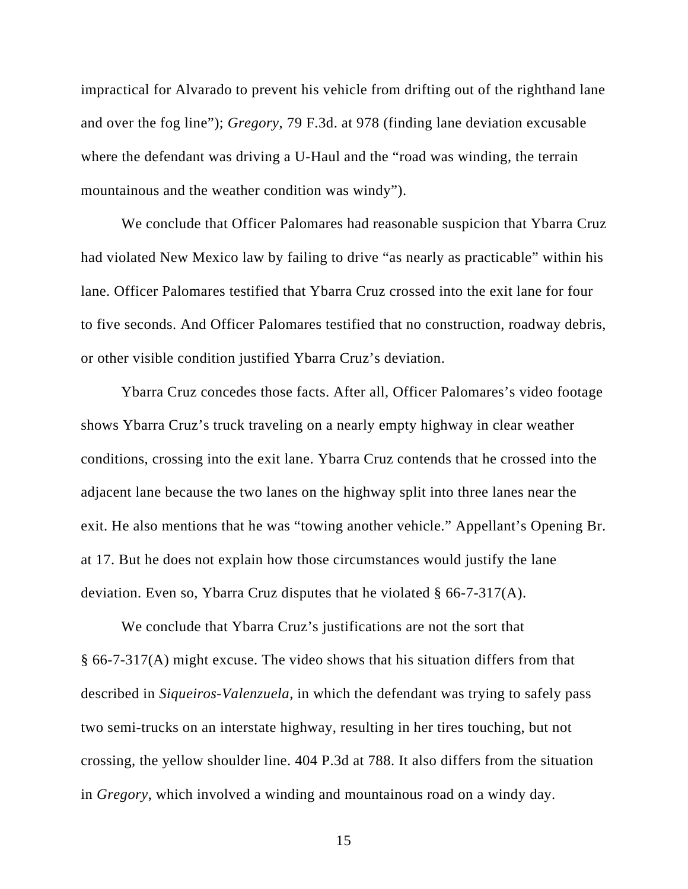impractical for Alvarado to prevent his vehicle from drifting out of the righthand lane and over the fog line"); *Gregory*, 79 F.3d. at 978 (finding lane deviation excusable where the defendant was driving a U-Haul and the "road was winding, the terrain mountainous and the weather condition was windy").

We conclude that Officer Palomares had reasonable suspicion that Ybarra Cruz had violated New Mexico law by failing to drive "as nearly as practicable" within his lane. Officer Palomares testified that Ybarra Cruz crossed into the exit lane for four to five seconds. And Officer Palomares testified that no construction, roadway debris, or other visible condition justified Ybarra Cruz's deviation.

Ybarra Cruz concedes those facts. After all, Officer Palomares's video footage shows Ybarra Cruz's truck traveling on a nearly empty highway in clear weather conditions, crossing into the exit lane. Ybarra Cruz contends that he crossed into the adjacent lane because the two lanes on the highway split into three lanes near the exit. He also mentions that he was "towing another vehicle." Appellant's Opening Br. at 17. But he does not explain how those circumstances would justify the lane deviation. Even so, Ybarra Cruz disputes that he violated § 66-7-317(A).

We conclude that Ybarra Cruz's justifications are not the sort that § 66-7-317(A) might excuse. The video shows that his situation differs from that described in *Siqueiros-Valenzuela*, in which the defendant was trying to safely pass two semi-trucks on an interstate highway, resulting in her tires touching, but not crossing, the yellow shoulder line. 404 P.3d at 788. It also differs from the situation in *Gregory*, which involved a winding and mountainous road on a windy day.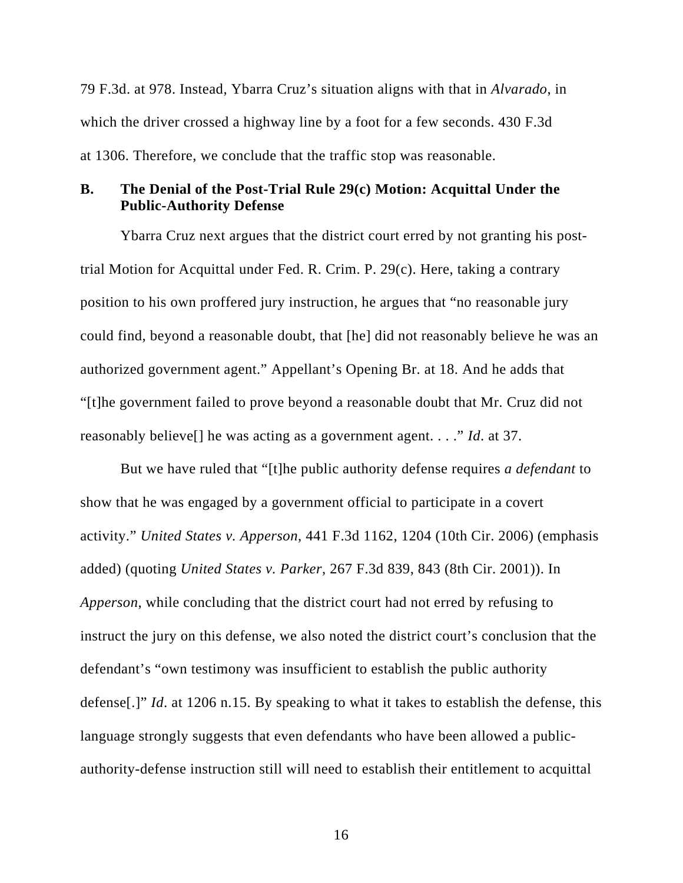79 F.3d. at 978. Instead, Ybarra Cruz's situation aligns with that in *Alvarado*, in which the driver crossed a highway line by a foot for a few seconds. 430 F.3d at 1306. Therefore, we conclude that the traffic stop was reasonable.

### B. The Denial of the Post-Trial Rule 29(c) Motion: Acquittal Under the Public-Authority Defense

Ybarra Cruz next argues that the district court erred by not granting his post-trial Motion for Acquittal under Fed. R. Crim. P. 29(c). Here, taking a contrary position to his own proffered jury instruction, he argues that "no reasonable jury could find, beyond a reasonable doubt, that [he] did not reasonably believe he was an authorized government agent." Appellant's Opening Br. at 18. And he adds that "[t]he government failed to prove beyond a reasonable doubt that Mr. Cruz did not reasonably believe[] he was acting as a government agent. . . ." *Id*. at 37.

But we have ruled that "[t]he public authority defense requires *a defendant* to show that he was engaged by a government official to participate in a covert activity." *United States v. Apperson*, 441 F.3d 1162, 1204 (10th Cir. 2006) (emphasis added) (quoting *United States v. Parker*, 267 F.3d 839, 843 (8th Cir. 2001)). In *Apperson*, while concluding that the district court had not erred by refusing to instruct the jury on this defense, we also noted the district court's conclusion that the defendant's "own testimony was insufficient to establish the public authority defense[.]" *Id*. at 1206 n.15. By speaking to what it takes to establish the defense, this language strongly suggests that even defendants who have been allowed a public-authority-defense instruction still will need to establish their entitlement to acquittal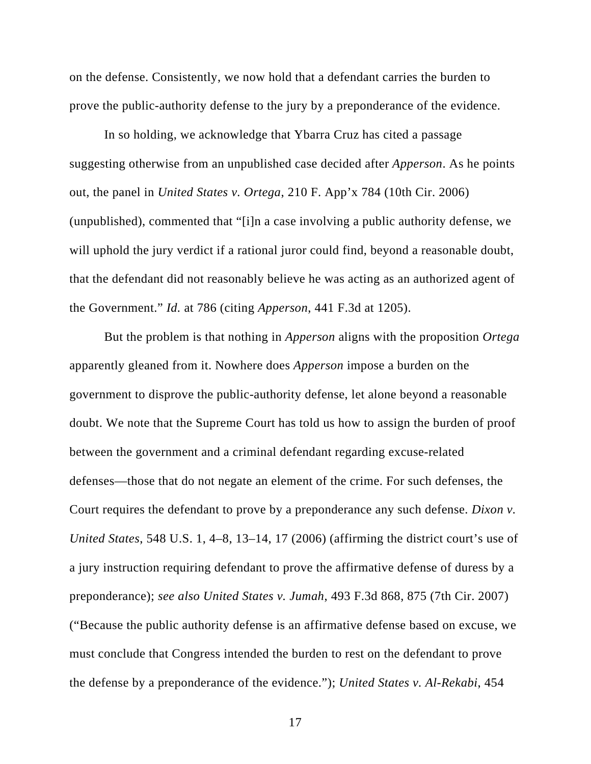on the defense. Consistently, we now hold that a defendant carries the burden to prove the public-authority defense to the jury by a preponderance of the evidence.

In so holding, we acknowledge that Ybarra Cruz has cited a passage suggesting otherwise from an unpublished case decided after *Apperson*. As he points out, the panel in *United States v. Ortega*, 210 F. App'x 784 (10th Cir. 2006) (unpublished), commented that "[i]n a case involving a public authority defense, we will uphold the jury verdict if a rational juror could find, beyond a reasonable doubt, that the defendant did not reasonably believe he was acting as an authorized agent of the Government." *Id.* at 786 (citing *Apperson*, 441 F.3d at 1205).

But the problem is that nothing in *Apperson* aligns with the proposition *Ortega* apparently gleaned from it. Nowhere does *Apperson* impose a burden on the government to disprove the public-authority defense, let alone beyond a reasonable doubt. We note that the Supreme Court has told us how to assign the burden of proof between the government and a criminal defendant regarding excuse-related defenses—those that do not negate an element of the crime. For such defenses, the Court requires the defendant to prove by a preponderance any such defense. *Dixon v. United States*, 548 U.S. 1, 4–8, 13–14, 17 (2006) (affirming the district court's use of a jury instruction requiring defendant to prove the affirmative defense of duress by a preponderance); *see also United States v. Jumah*, 493 F.3d 868, 875 (7th Cir. 2007) ("Because the public authority defense is an affirmative defense based on excuse, we must conclude that Congress intended the burden to rest on the defendant to prove the defense by a preponderance of the evidence."); *United States v. Al-Rekabi*, 454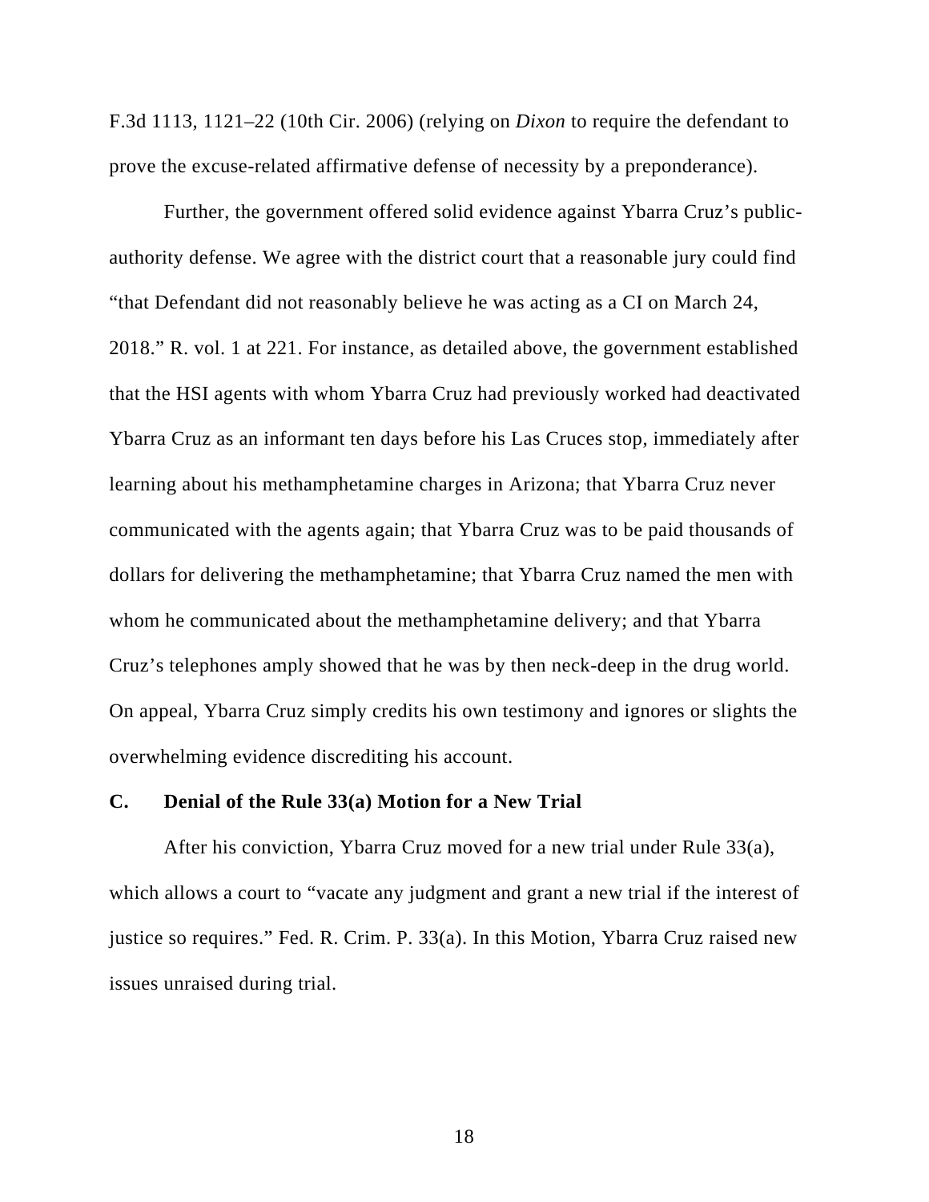F.3d 1113, 1121–22 (10th Cir. 2006) (relying on *Dixon* to require the defendant to prove the excuse-related affirmative defense of necessity by a preponderance).

Further, the government offered solid evidence against Ybarra Cruz's public-authority defense. We agree with the district court that a reasonable jury could find "that Defendant did not reasonably believe he was acting as a CI on March 24, 2018." R. vol. 1 at 221. For instance, as detailed above, the government established that the HSI agents with whom Ybarra Cruz had previously worked had deactivated Ybarra Cruz as an informant ten days before his Las Cruces stop, immediately after learning about his methamphetamine charges in Arizona; that Ybarra Cruz never communicated with the agents again; that Ybarra Cruz was to be paid thousands of dollars for delivering the methamphetamine; that Ybarra Cruz named the men with whom he communicated about the methamphetamine delivery; and that Ybarra Cruz's telephones amply showed that he was by then neck-deep in the drug world. On appeal, Ybarra Cruz simply credits his own testimony and ignores or slights the overwhelming evidence discrediting his account.

### C. Denial of the Rule 33(a) Motion for a New Trial

After his conviction, Ybarra Cruz moved for a new trial under Rule 33(a), which allows a court to "vacate any judgment and grant a new trial if the interest of justice so requires." Fed. R. Crim. P. 33(a). In this Motion, Ybarra Cruz raised new issues unraised during trial.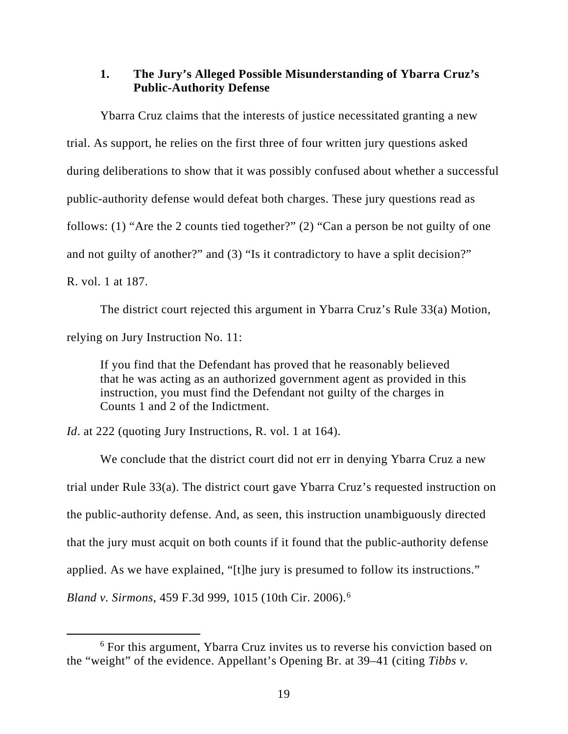### 1. The Jury's Alleged Possible Misunderstanding of Ybarra Cruz's Public-Authority Defense

Ybarra Cruz claims that the interests of justice necessitated granting a new trial. As support, he relies on the first three of four written jury questions asked during deliberations to show that it was possibly confused about whether a successful public-authority defense would defeat both charges. These jury questions read as follows: (1) "Are the 2 counts tied together?" (2) "Can a person be not guilty of one and not guilty of another?" and (3) "Is it contradictory to have a split decision?" R. vol. 1 at 187.

The district court rejected this argument in Ybarra Cruz's Rule 33(a) Motion, relying on Jury Instruction No. 11:

> If you find that the Defendant has proved that he reasonably believed that he was acting as an authorized government agent as provided in this instruction, you must find the Defendant not guilty of the charges in Counts 1 and 2 of the Indictment.

*Id*. at 222 (quoting Jury Instructions, R. vol. 1 at 164).

We conclude that the district court did not err in denying Ybarra Cruz a new trial under Rule 33(a). The district court gave Ybarra Cruz's requested instruction on the public-authority defense. And, as seen, this instruction unambiguously directed that the jury must acquit on both counts if it found that the public-authority defense applied. As we have explained, "[t]he jury is presumed to follow its instructions." *Bland v. Sirmons*, 459 F.3d 999, 1015 (10th Cir. 2006).[6]

[6] For this argument, Ybarra Cruz invites us to reverse his conviction based on the "weight" of the evidence. Appellant's Opening Br. at 39–41 (citing *Tibbs v.*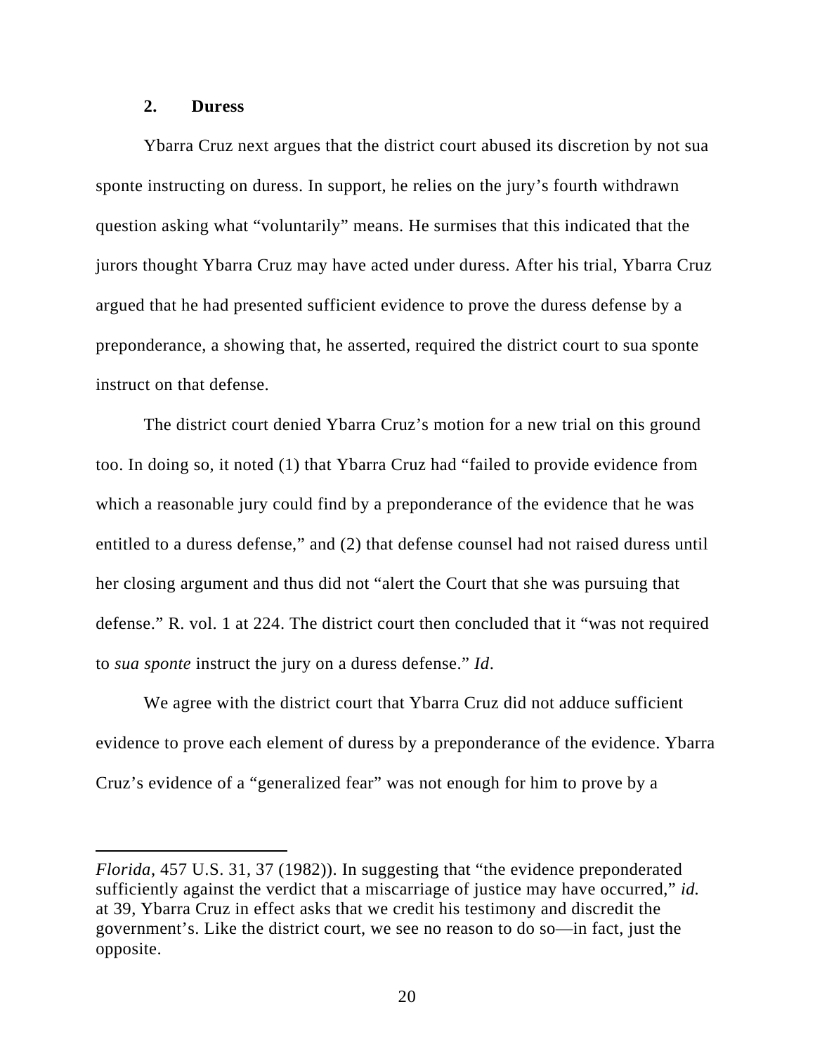### 2. Duress

Ybarra Cruz next argues that the district court abused its discretion by not sua sponte instructing on duress. In support, he relies on the jury's fourth withdrawn question asking what "voluntarily" means. He surmises that this indicated that the jurors thought Ybarra Cruz may have acted under duress. After his trial, Ybarra Cruz argued that he had presented sufficient evidence to prove the duress defense by a preponderance, a showing that, he asserted, required the district court to sua sponte instruct on that defense.

The district court denied Ybarra Cruz's motion for a new trial on this ground too. In doing so, it noted (1) that Ybarra Cruz had "failed to provide evidence from which a reasonable jury could find by a preponderance of the evidence that he was entitled to a duress defense," and (2) that defense counsel had not raised duress until her closing argument and thus did not "alert the Court that she was pursuing that defense." R. vol. 1 at 224. The district court then concluded that it "was not required to *sua sponte* instruct the jury on a duress defense." *Id*.

We agree with the district court that Ybarra Cruz did not adduce sufficient evidence to prove each element of duress by a preponderance of the evidence. Ybarra Cruz's evidence of a "generalized fear" was not enough for him to prove by a

---

*Florida*, 457 U.S. 31, 37 (1982)). In suggesting that "the evidence preponderated sufficiently against the verdict that a miscarriage of justice may have occurred," *id.* at 39, Ybarra Cruz in effect asks that we credit his testimony and discredit the government's. Like the district court, we see no reason to do so—in fact, just the opposite.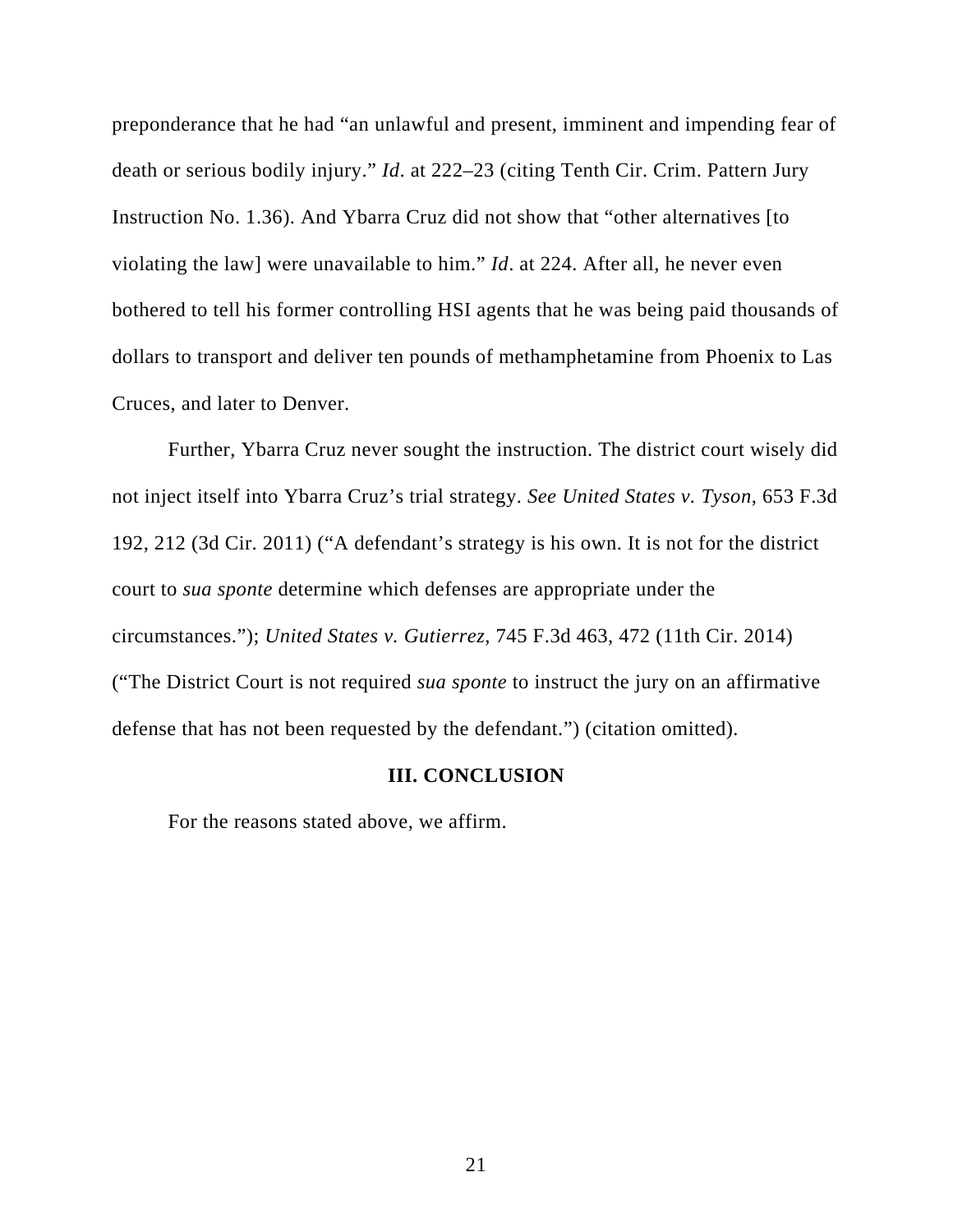preponderance that he had "an unlawful and present, imminent and impending fear of death or serious bodily injury." *Id*. at 222–23 (citing Tenth Cir. Crim. Pattern Jury Instruction No. 1.36). And Ybarra Cruz did not show that "other alternatives [to violating the law] were unavailable to him." *Id*. at 224. After all, he never even bothered to tell his former controlling HSI agents that he was being paid thousands of dollars to transport and deliver ten pounds of methamphetamine from Phoenix to Las Cruces, and later to Denver.

Further, Ybarra Cruz never sought the instruction. The district court wisely did not inject itself into Ybarra Cruz's trial strategy. *See United States v. Tyson*, 653 F.3d 192, 212 (3d Cir. 2011) ("A defendant's strategy is his own. It is not for the district court to *sua sponte* determine which defenses are appropriate under the circumstances."); *United States v. Gutierrez*, 745 F.3d 463, 472 (11th Cir. 2014) ("The District Court is not required *sua sponte* to instruct the jury on an affirmative defense that has not been requested by the defendant.") (citation omitted).

## III. CONCLUSION

For the reasons stated above, we affirm.